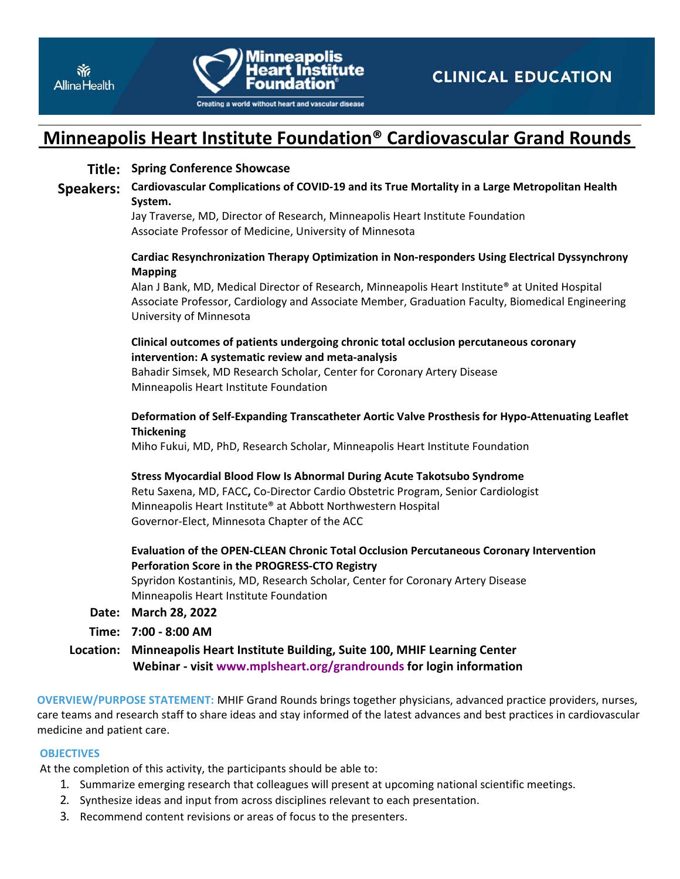Allina Health

Minneapolis Heart Institute Foundation®

Creating a world without heart and vascular disease

CLINICAL EDUCATION

# Minneapolis Heart Institute Foundation® Cardiovascular Grand Rounds

**Title:** **Spring Conference Showcase**

**Speakers:** **Cardiovascular Complications of COVID-19 and its True Mortality in a Large Metropolitan Health System.**
Jay Traverse, MD, Director of Research, Minneapolis Heart Institute Foundation
Associate Professor of Medicine, University of Minnesota

**Cardiac Resynchronization Therapy Optimization in Non-responders Using Electrical Dyssynchrony Mapping**
Alan J Bank, MD, Medical Director of Research, Minneapolis Heart Institute® at United Hospital
Associate Professor, Cardiology and Associate Member, Graduation Faculty, Biomedical Engineering
University of Minnesota

**Clinical outcomes of patients undergoing chronic total occlusion percutaneous coronary intervention: A systematic review and meta-analysis**
Bahadir Simsek, MD Research Scholar, Center for Coronary Artery Disease
Minneapolis Heart Institute Foundation

**Deformation of Self-Expanding Transcatheter Aortic Valve Prosthesis for Hypo-Attenuating Leaflet Thickening**
Miho Fukui, MD, PhD, Research Scholar, Minneapolis Heart Institute Foundation

**Stress Myocardial Blood Flow Is Abnormal During Acute Takotsubo Syndrome**
Retu Saxena, MD, FACC**,** Co-Director Cardio Obstetric Program, Senior Cardiologist
Minneapolis Heart Institute® at Abbott Northwestern Hospital
Governor-Elect, Minnesota Chapter of the ACC

**Evaluation of the OPEN-CLEAN Chronic Total Occlusion Percutaneous Coronary Intervention Perforation Score in the PROGRESS-CTO Registry**
Spyridon Kostantinis, MD, Research Scholar, Center for Coronary Artery Disease
Minneapolis Heart Institute Foundation

**Date:** **March 28, 2022**

**Time:** **7:00 - 8:00 AM**

**Location:** **Minneapolis Heart Institute Building, Suite 100, MHIF Learning Center**
**Webinar - visit www.mplsheart.org/grandrounds for login information**

**OVERVIEW/PURPOSE STATEMENT:** MHIF Grand Rounds brings together physicians, advanced practice providers, nurses, care teams and research staff to share ideas and stay informed of the latest advances and best practices in cardiovascular medicine and patient care.

**OBJECTIVES**

At the completion of this activity, the participants should be able to:

1. Summarize emerging research that colleagues will present at upcoming national scientific meetings.
2. Synthesize ideas and input from across disciplines relevant to each presentation.
3. Recommend content revisions or areas of focus to the presenters.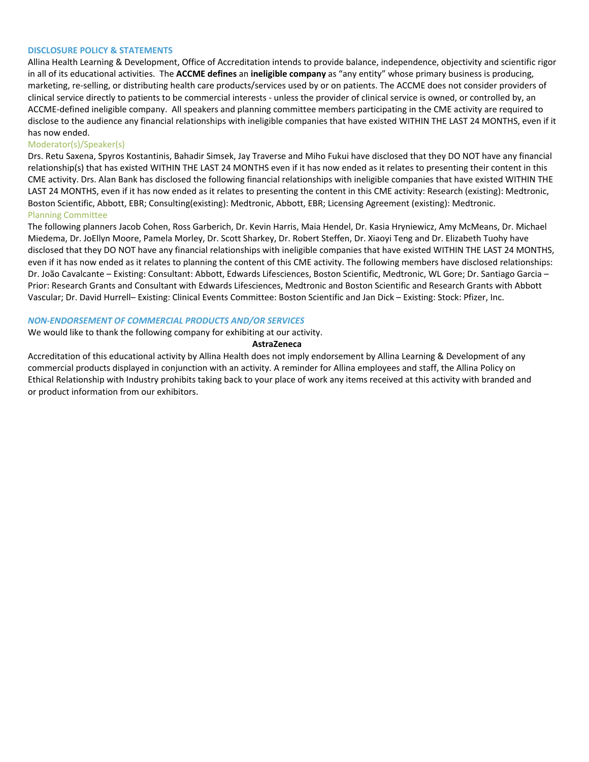## DISCLOSURE POLICY & STATEMENTS

Allina Health Learning & Development, Office of Accreditation intends to provide balance, independence, objectivity and scientific rigor in all of its educational activities. The **ACCME defines** an **ineligible company** as "any entity" whose primary business is producing, marketing, re-selling, or distributing health care products/services used by or on patients. The ACCME does not consider providers of clinical service directly to patients to be commercial interests - unless the provider of clinical service is owned, or controlled by, an ACCME-defined ineligible company. All speakers and planning committee members participating in the CME activity are required to disclose to the audience any financial relationships with ineligible companies that have existed WITHIN THE LAST 24 MONTHS, even if it has now ended.

### Moderator(s)/Speaker(s)

Drs. Retu Saxena, Spyros Kostantinis, Bahadir Simsek, Jay Traverse and Miho Fukui have disclosed that they DO NOT have any financial relationship(s) that has existed WITHIN THE LAST 24 MONTHS even if it has now ended as it relates to presenting their content in this CME activity. Drs. Alan Bank has disclosed the following financial relationships with ineligible companies that have existed WITHIN THE LAST 24 MONTHS, even if it has now ended as it relates to presenting the content in this CME activity: Research (existing): Medtronic, Boston Scientific, Abbott, EBR; Consulting(existing): Medtronic, Abbott, EBR; Licensing Agreement (existing): Medtronic.

### Planning Committee

The following planners Jacob Cohen, Ross Garberich, Dr. Kevin Harris, Maia Hendel, Dr. Kasia Hryniewicz, Amy McMeans, Dr. Michael Miedema, Dr. JoEllyn Moore, Pamela Morley, Dr. Scott Sharkey, Dr. Robert Steffen, Dr. Xiaoyi Teng and Dr. Elizabeth Tuohy have disclosed that they DO NOT have any financial relationships with ineligible companies that have existed WITHIN THE LAST 24 MONTHS, even if it has now ended as it relates to planning the content of this CME activity. The following members have disclosed relationships: Dr. João Cavalcante – Existing: Consultant: Abbott, Edwards Lifesciences, Boston Scientific, Medtronic, WL Gore; Dr. Santiago Garcia – Prior: Research Grants and Consultant with Edwards Lifesciences, Medtronic and Boston Scientific and Research Grants with Abbott Vascular; Dr. David Hurrell– Existing: Clinical Events Committee: Boston Scientific and Jan Dick – Existing: Stock: Pfizer, Inc.

## *NON-ENDORSEMENT OF COMMERCIAL PRODUCTS AND/OR SERVICES*

We would like to thank the following company for exhibiting at our activity.

**AstraZeneca**

Accreditation of this educational activity by Allina Health does not imply endorsement by Allina Learning & Development of any commercial products displayed in conjunction with an activity. A reminder for Allina employees and staff, the Allina Policy on Ethical Relationship with Industry prohibits taking back to your place of work any items received at this activity with branded and or product information from our exhibitors.